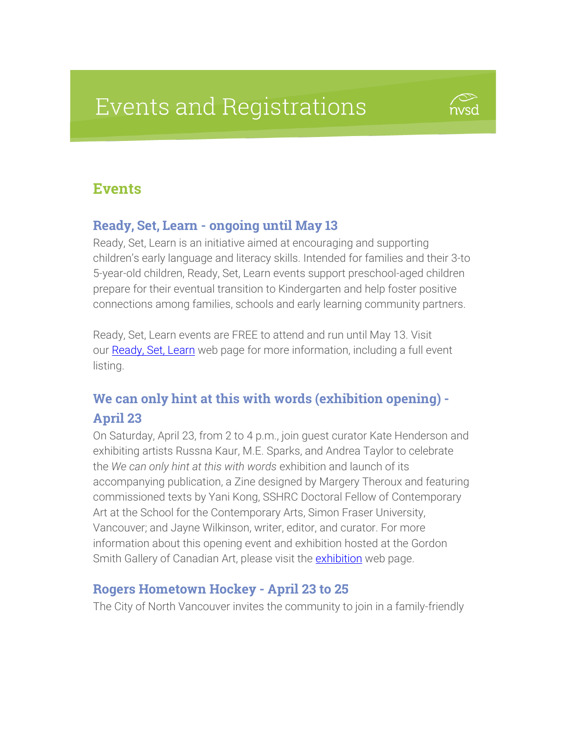# Events and Registrations

## Events

### Ready, Set, Learn - ongoing until May 13

Ready, Set, Learn is an initiative aimed at encouraging and supporting children's early language and literacy skills. Intended for families and their 3-to 5-year-old children, Ready, Set, Learn events support preschool-aged children prepare for their eventual transition to Kindergarten and help foster positive connections among families, schools and early learning community partners.

Ready, Set, Learn events are FREE to attend and run until May 13. Visit our Ready, Set, Learn web page for more information, including a full event listing.

### We can only hint at this with words (exhibition opening) - April 23

On Saturday, April 23, from 2 to 4 p.m., join guest curator Kate Henderson and exhibiting artists Russna Kaur, M.E. Sparks, and Andrea Taylor to celebrate the *We can only hint at this with words* exhibition and launch of its accompanying publication, a Zine designed by Margery Theroux and featuring commissioned texts by Yani Kong, SSHRC Doctoral Fellow of Contemporary Art at the School for the Contemporary Arts, Simon Fraser University, Vancouver; and Jayne Wilkinson, writer, editor, and curator. For more information about this opening event and exhibition hosted at the Gordon Smith Gallery of Canadian Art, please visit the exhibition web page.

### Rogers Hometown Hockey - April 23 to 25

The City of North Vancouver invites the community to join in a family-friendly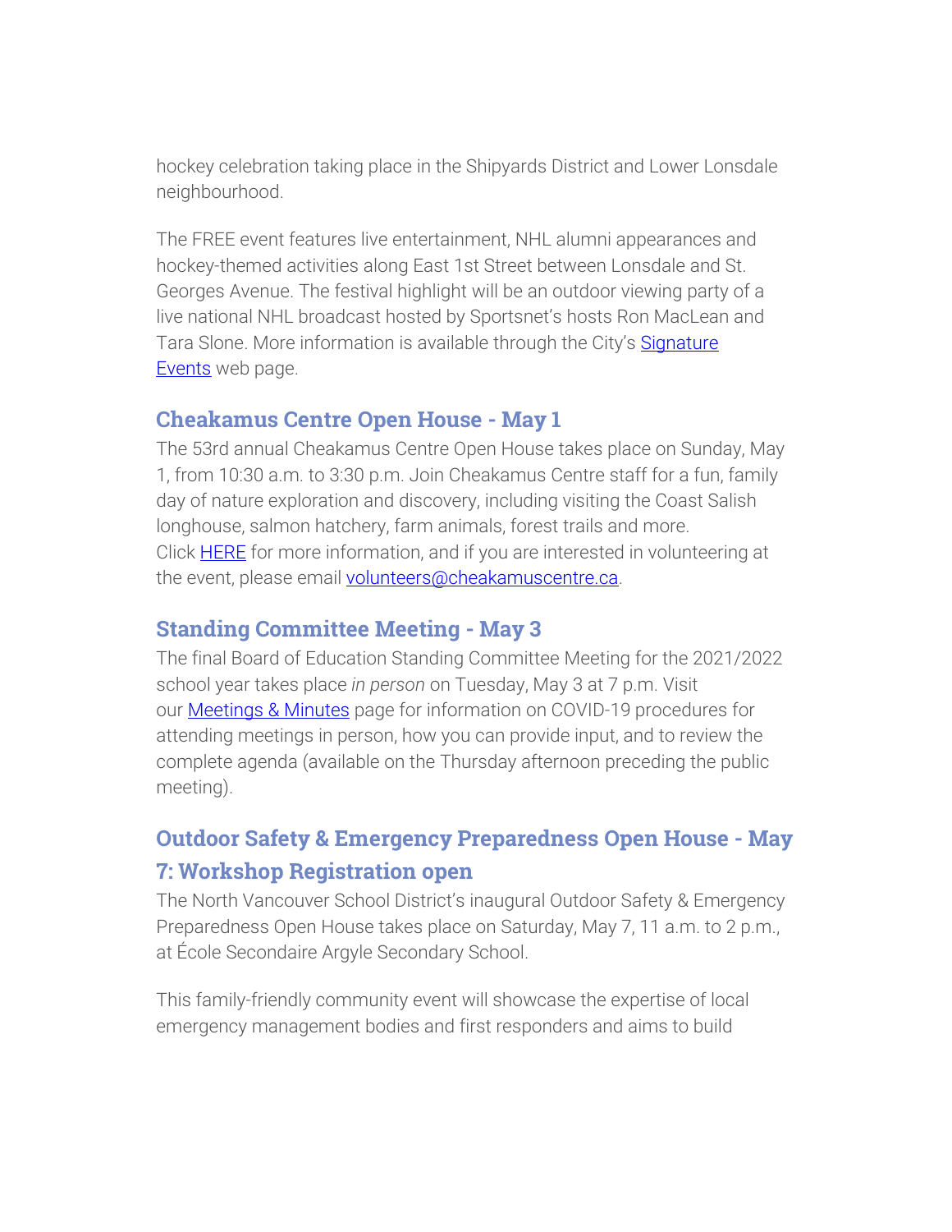hockey celebration taking place in the Shipyards District and Lower Lonsdale neighbourhood.

The FREE event features live entertainment, NHL alumni appearances and hockey-themed activities along East 1st Street between Lonsdale and St. Georges Avenue. The festival highlight will be an outdoor viewing party of a live national NHL broadcast hosted by Sportsnet's hosts Ron MacLean and Tara Slone. More information is available through the City's Signature Events web page.

## Cheakamus Centre Open House - May 1

The 53rd annual Cheakamus Centre Open House takes place on Sunday, May 1, from 10:30 a.m. to 3:30 p.m. Join Cheakamus Centre staff for a fun, family day of nature exploration and discovery, including visiting the Coast Salish longhouse, salmon hatchery, farm animals, forest trails and more. Click HERE for more information, and if you are interested in volunteering at the event, please email volunteers@cheakamuscentre.ca.

## Standing Committee Meeting - May 3

The final Board of Education Standing Committee Meeting for the 2021/2022 school year takes place *in person* on Tuesday, May 3 at 7 p.m. Visit our Meetings & Minutes page for information on COVID-19 procedures for attending meetings in person, how you can provide input, and to review the complete agenda (available on the Thursday afternoon preceding the public meeting).

## Outdoor Safety & Emergency Preparedness Open House - May 7: Workshop Registration open

The North Vancouver School District's inaugural Outdoor Safety & Emergency Preparedness Open House takes place on Saturday, May 7, 11 a.m. to 2 p.m., at École Secondaire Argyle Secondary School.

This family-friendly community event will showcase the expertise of local emergency management bodies and first responders and aims to build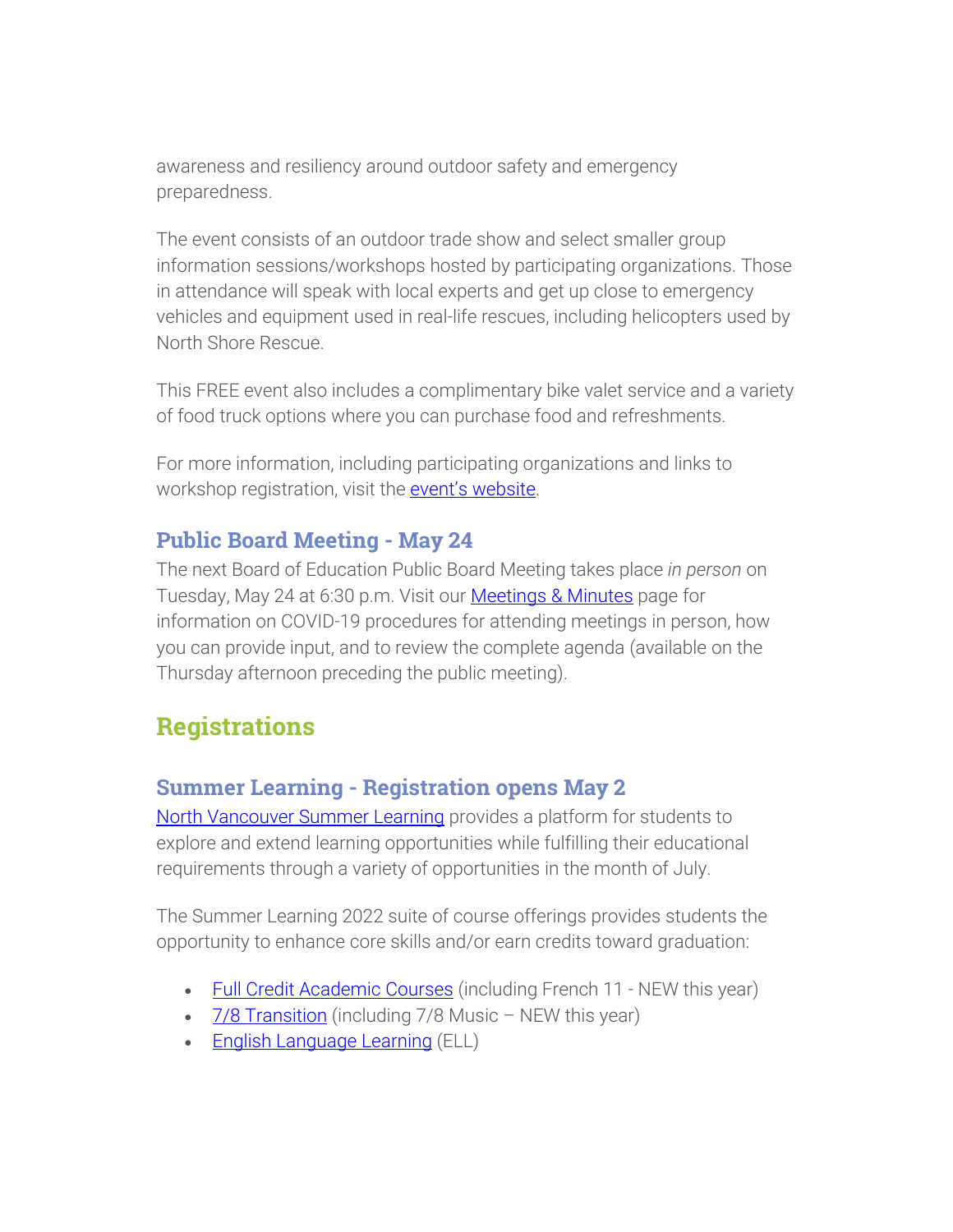awareness and resiliency around outdoor safety and emergency preparedness.

The event consists of an outdoor trade show and select smaller group information sessions/workshops hosted by participating organizations. Those in attendance will speak with local experts and get up close to emergency vehicles and equipment used in real-life rescues, including helicopters used by North Shore Rescue.

This FREE event also includes a complimentary bike valet service and a variety of food truck options where you can purchase food and refreshments.

For more information, including participating organizations and links to workshop registration, visit the event's website.

### Public Board Meeting - May 24

The next Board of Education Public Board Meeting takes place *in person* on Tuesday, May 24 at 6:30 p.m. Visit our Meetings & Minutes page for information on COVID-19 procedures for attending meetings in person, how you can provide input, and to review the complete agenda (available on the Thursday afternoon preceding the public meeting).

## Registrations

### Summer Learning - Registration opens May 2

North Vancouver Summer Learning provides a platform for students to explore and extend learning opportunities while fulfilling their educational requirements through a variety of opportunities in the month of July.

The Summer Learning 2022 suite of course offerings provides students the opportunity to enhance core skills and/or earn credits toward graduation:

- Full Credit Academic Courses (including French 11 - NEW this year)
- 7/8 Transition (including 7/8 Music – NEW this year)
- English Language Learning (ELL)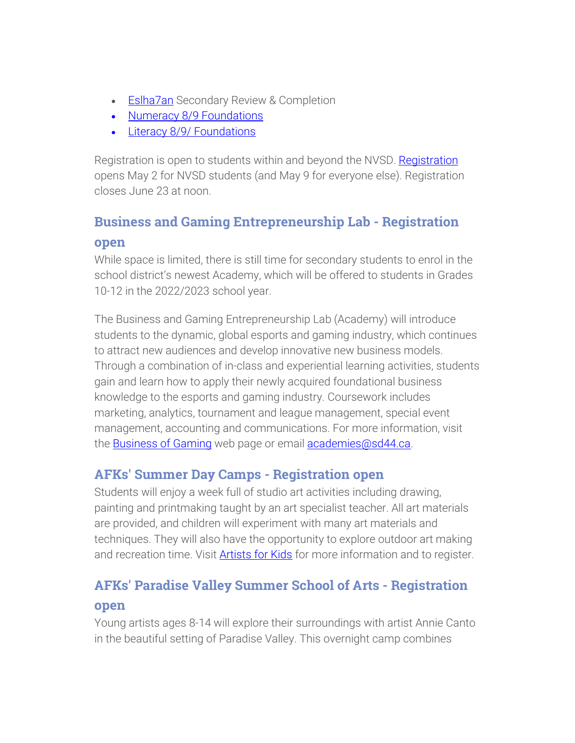- Eslha7an Secondary Review & Completion
- Numeracy 8/9 Foundations
- Literacy 8/9/ Foundations

Registration is open to students within and beyond the NVSD. Registration opens May 2 for NVSD students (and May 9 for everyone else). Registration closes June 23 at noon.

## Business and Gaming Entrepreneurship Lab - Registration open

While space is limited, there is still time for secondary students to enrol in the school district's newest Academy, which will be offered to students in Grades 10-12 in the 2022/2023 school year.

The Business and Gaming Entrepreneurship Lab (Academy) will introduce students to the dynamic, global esports and gaming industry, which continues to attract new audiences and develop innovative new business models. Through a combination of in-class and experiential learning activities, students gain and learn how to apply their newly acquired foundational business knowledge to the esports and gaming industry. Coursework includes marketing, analytics, tournament and league management, special event management, accounting and communications. For more information, visit the Business of Gaming web page or email academies@sd44.ca.

## AFKs' Summer Day Camps - Registration open

Students will enjoy a week full of studio art activities including drawing, painting and printmaking taught by an art specialist teacher. All art materials are provided, and children will experiment with many art materials and techniques. They will also have the opportunity to explore outdoor art making and recreation time. Visit Artists for Kids for more information and to register.

## AFKs' Paradise Valley Summer School of Arts - Registration open

Young artists ages 8-14 will explore their surroundings with artist Annie Canto in the beautiful setting of Paradise Valley. This overnight camp combines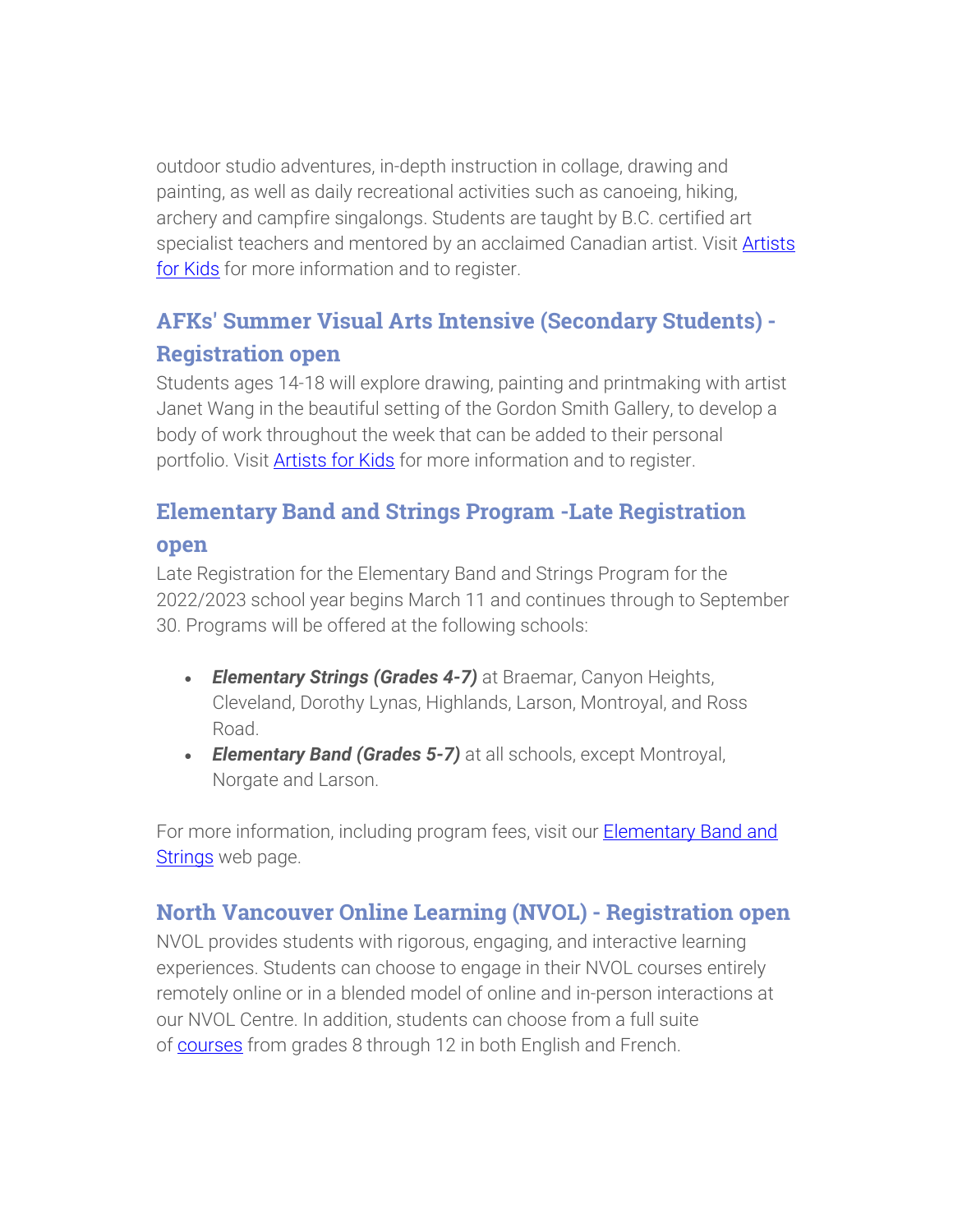outdoor studio adventures, in-depth instruction in collage, drawing and painting, as well as daily recreational activities such as canoeing, hiking, archery and campfire singalongs. Students are taught by B.C. certified art specialist teachers and mentored by an acclaimed Canadian artist. Visit Artists for Kids for more information and to register.

### AFKs' Summer Visual Arts Intensive (Secondary Students) - Registration open

Students ages 14-18 will explore drawing, painting and printmaking with artist Janet Wang in the beautiful setting of the Gordon Smith Gallery, to develop a body of work throughout the week that can be added to their personal portfolio. Visit Artists for Kids for more information and to register.

### Elementary Band and Strings Program -Late Registration open

Late Registration for the Elementary Band and Strings Program for the 2022/2023 school year begins March 11 and continues through to September 30. Programs will be offered at the following schools:

- ***Elementary Strings (Grades 4-7)*** at Braemar, Canyon Heights, Cleveland, Dorothy Lynas, Highlands, Larson, Montroyal, and Ross Road.
- ***Elementary Band (Grades 5-7)*** at all schools, except Montroyal, Norgate and Larson.

For more information, including program fees, visit our Elementary Band and Strings web page.

### North Vancouver Online Learning (NVOL) - Registration open

NVOL provides students with rigorous, engaging, and interactive learning experiences. Students can choose to engage in their NVOL courses entirely remotely online or in a blended model of online and in-person interactions at our NVOL Centre. In addition, students can choose from a full suite of courses from grades 8 through 12 in both English and French.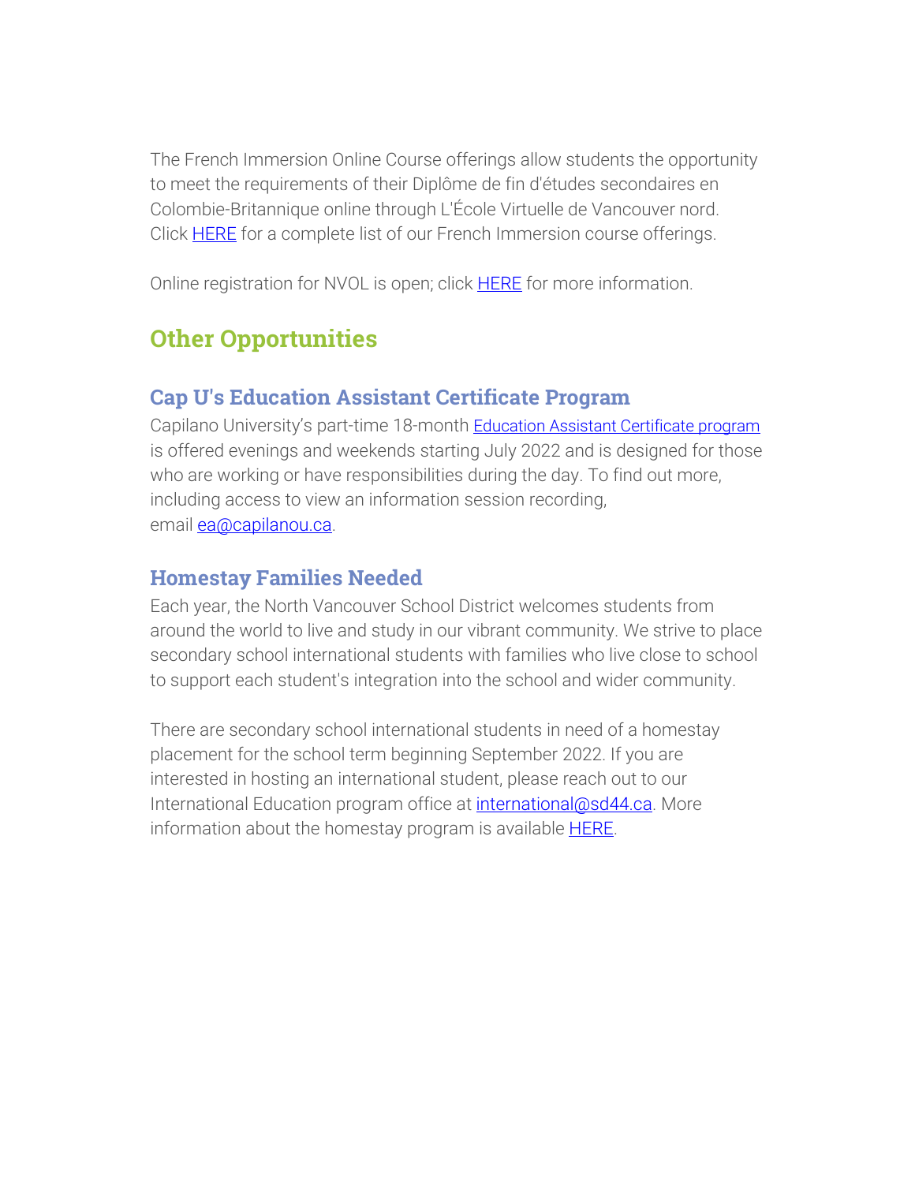The French Immersion Online Course offerings allow students the opportunity to meet the requirements of their Diplôme de fin d'études secondaires en Colombie-Britannique online through L'École Virtuelle de Vancouver nord. Click HERE for a complete list of our French Immersion course offerings.

Online registration for NVOL is open; click HERE for more information.

## Other Opportunities

### Cap U's Education Assistant Certificate Program

Capilano University's part-time 18-month Education Assistant Certificate program is offered evenings and weekends starting July 2022 and is designed for those who are working or have responsibilities during the day. To find out more, including access to view an information session recording, email ea@capilanou.ca.

### Homestay Families Needed

Each year, the North Vancouver School District welcomes students from around the world to live and study in our vibrant community. We strive to place secondary school international students with families who live close to school to support each student's integration into the school and wider community.

There are secondary school international students in need of a homestay placement for the school term beginning September 2022. If you are interested in hosting an international student, please reach out to our International Education program office at international@sd44.ca. More information about the homestay program is available HERE.